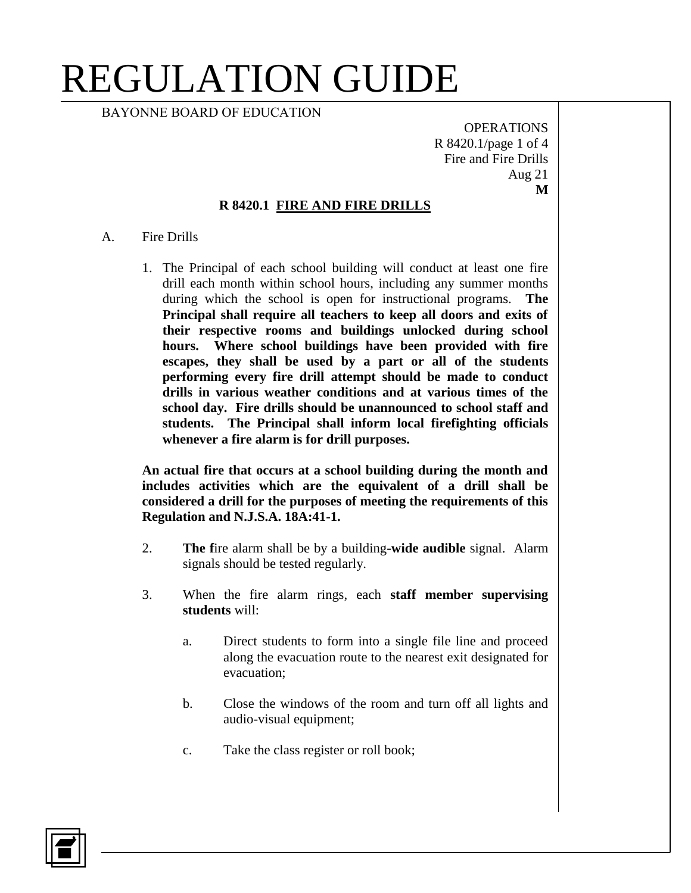# REGULATION GUIDE

BAYONNE BOARD OF EDUCATION

OPERATIONS
R 8420.1/page 1 of 4
Fire and Fire Drills
Aug 21
**M**

## R 8420.1 FIRE AND FIRE DRILLS

A. Fire Drills

1. The Principal of each school building will conduct at least one fire drill each month within school hours, including any summer months during which the school is open for instructional programs. **The Principal shall require all teachers to keep all doors and exits of their respective rooms and buildings unlocked during school hours. Where school buildings have been provided with fire escapes, they shall be used by a part or all of the students performing every fire drill attempt should be made to conduct drills in various weather conditions and at various times of the school day. Fire drills should be unannounced to school staff and students. The Principal shall inform local firefighting officials whenever a fire alarm is for drill purposes.**

   **An actual fire that occurs at a school building during the month and includes activities which are the equivalent of a drill shall be considered a drill for the purposes of meeting the requirements of this Regulation and N.J.S.A. 18A:41-1.**

2. **The f**ire alarm shall be by a building**-wide audible** signal. Alarm signals should be tested regularly.

3. When the fire alarm rings, each **staff member supervising students** will:

   a. Direct students to form into a single file line and proceed along the evacuation route to the nearest exit designated for evacuation;

   b. Close the windows of the room and turn off all lights and audio-visual equipment;

   c. Take the class register or roll book;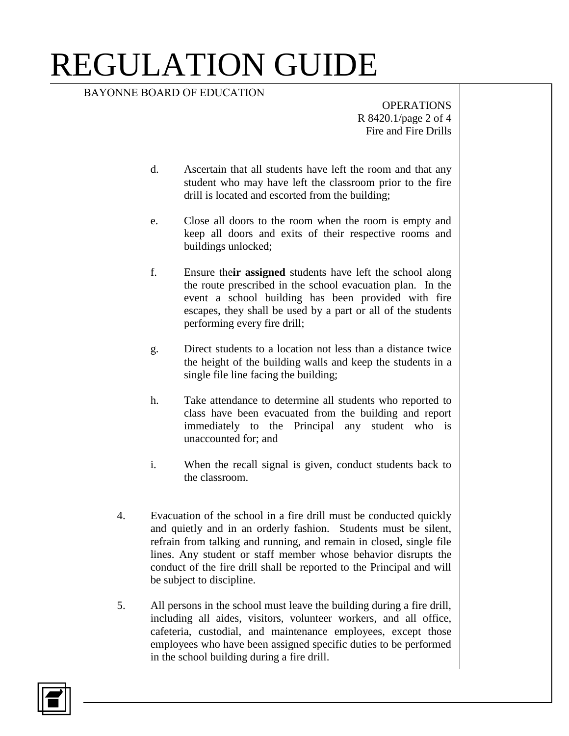d. Ascertain that all students have left the room and that any student who may have left the classroom prior to the fire drill is located and escorted from the building;

e. Close all doors to the room when the room is empty and keep all doors and exits of their respective rooms and buildings unlocked;

f. Ensure the**ir assigned** students have left the school along the route prescribed in the school evacuation plan. In the event a school building has been provided with fire escapes, they shall be used by a part or all of the students performing every fire drill;

g. Direct students to a location not less than a distance twice the height of the building walls and keep the students in a single file line facing the building;

h. Take attendance to determine all students who reported to class have been evacuated from the building and report immediately to the Principal any student who is unaccounted for; and

i. When the recall signal is given, conduct students back to the classroom.

4. Evacuation of the school in a fire drill must be conducted quickly and quietly and in an orderly fashion. Students must be silent, refrain from talking and running, and remain in closed, single file lines. Any student or staff member whose behavior disrupts the conduct of the fire drill shall be reported to the Principal and will be subject to discipline.

5. All persons in the school must leave the building during a fire drill, including all aides, visitors, volunteer workers, and all office, cafeteria, custodial, and maintenance employees, except those employees who have been assigned specific duties to be performed in the school building during a fire drill.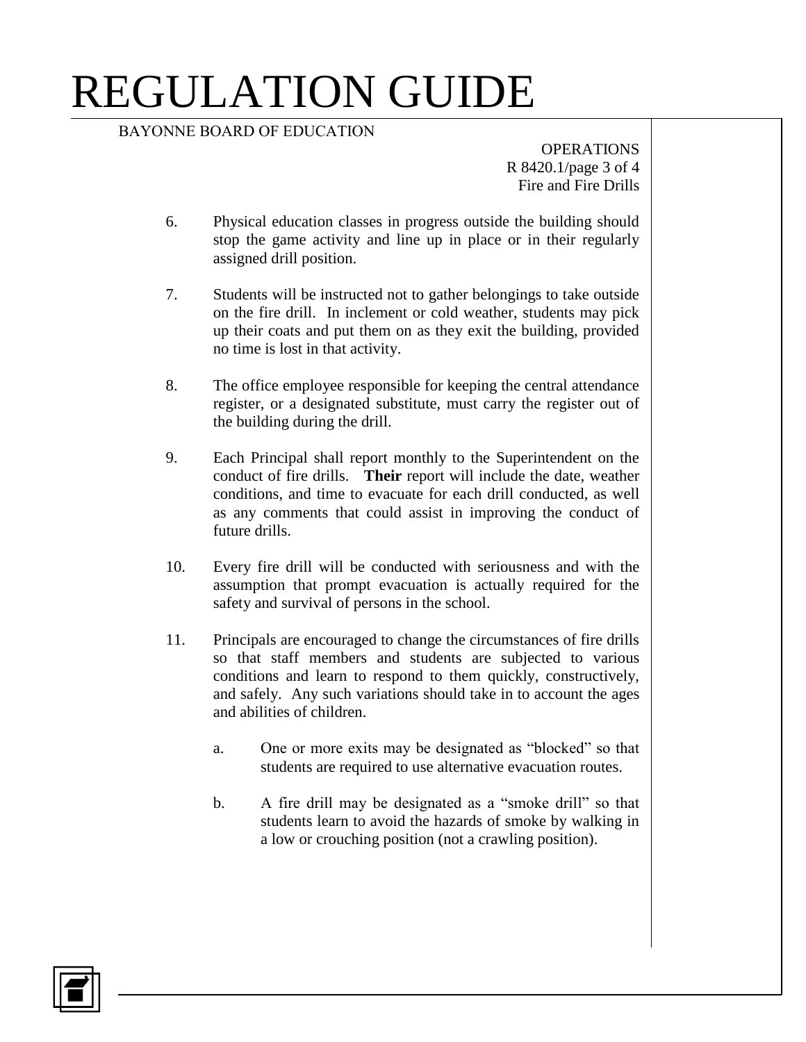6. Physical education classes in progress outside the building should stop the game activity and line up in place or in their regularly assigned drill position.

7. Students will be instructed not to gather belongings to take outside on the fire drill. In inclement or cold weather, students may pick up their coats and put them on as they exit the building, provided no time is lost in that activity.

8. The office employee responsible for keeping the central attendance register, or a designated substitute, must carry the register out of the building during the drill.

9. Each Principal shall report monthly to the Superintendent on the conduct of fire drills. **Their** report will include the date, weather conditions, and time to evacuate for each drill conducted, as well as any comments that could assist in improving the conduct of future drills.

10. Every fire drill will be conducted with seriousness and with the assumption that prompt evacuation is actually required for the safety and survival of persons in the school.

11. Principals are encouraged to change the circumstances of fire drills so that staff members and students are subjected to various conditions and learn to respond to them quickly, constructively, and safely. Any such variations should take in to account the ages and abilities of children.

    a. One or more exits may be designated as "blocked" so that students are required to use alternative evacuation routes.

    b. A fire drill may be designated as a "smoke drill" so that students learn to avoid the hazards of smoke by walking in a low or crouching position (not a crawling position).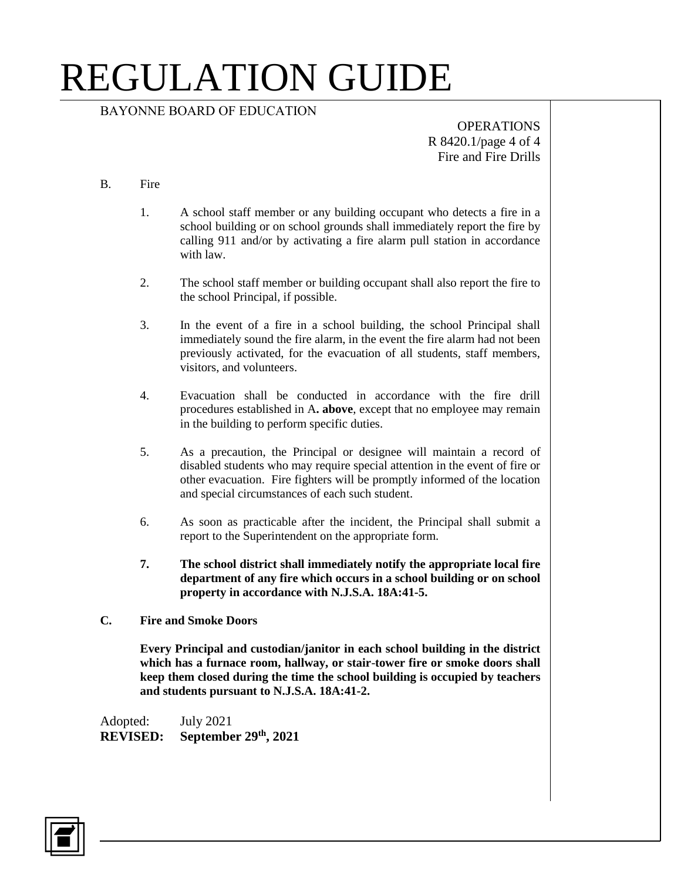B. Fire

1. A school staff member or any building occupant who detects a fire in a school building or on school grounds shall immediately report the fire by calling 911 and/or by activating a fire alarm pull station in accordance with law.

2. The school staff member or building occupant shall also report the fire to the school Principal, if possible.

3. In the event of a fire in a school building, the school Principal shall immediately sound the fire alarm, in the event the fire alarm had not been previously activated, for the evacuation of all students, staff members, visitors, and volunteers.

4. Evacuation shall be conducted in accordance with the fire drill procedures established in A**. above**, except that no employee may remain in the building to perform specific duties.

5. As a precaution, the Principal or designee will maintain a record of disabled students who may require special attention in the event of fire or other evacuation. Fire fighters will be promptly informed of the location and special circumstances of each such student.

6. As soon as practicable after the incident, the Principal shall submit a report to the Superintendent on the appropriate form.

**7. The school district shall immediately notify the appropriate local fire department of any fire which occurs in a school building or on school property in accordance with N.J.S.A. 18A:41-5.**

**C. Fire and Smoke Doors**

**Every Principal and custodian/janitor in each school building in the district which has a furnace room, hallway, or stair-tower fire or smoke doors shall keep them closed during the time the school building is occupied by teachers and students pursuant to N.J.S.A. 18A:41-2.**

Adopted: July 2021
**REVISED: September 29th, 2021**